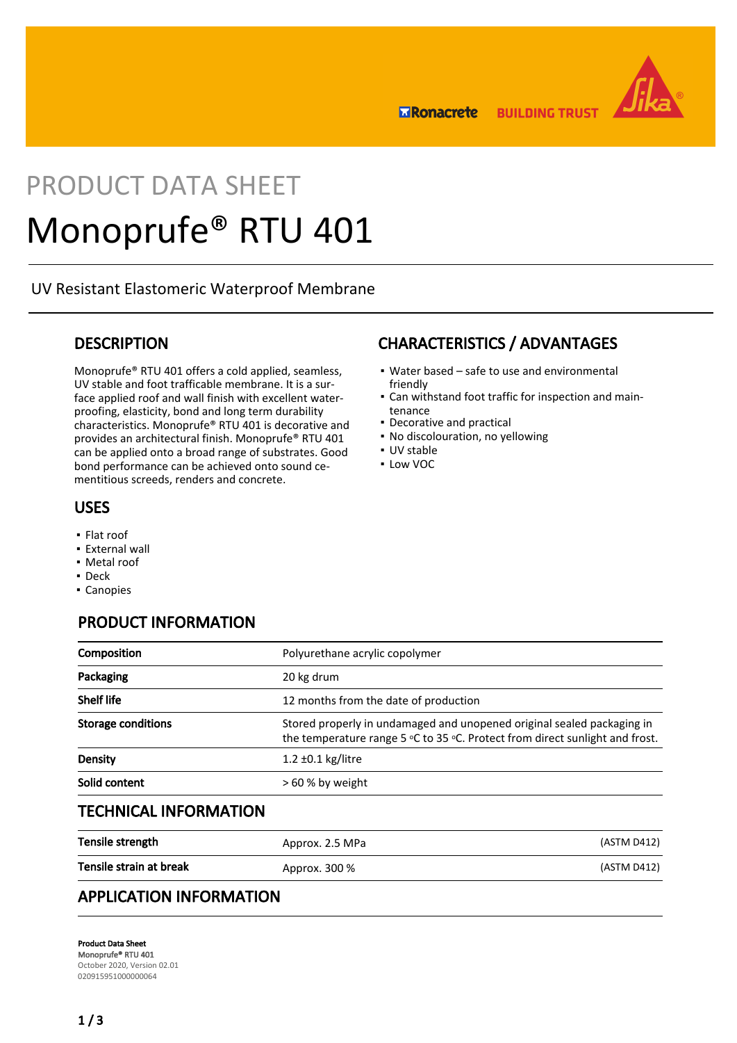# PRODUCT DATA SHEET

# Monoprufe® RTU 401

UV Resistant Elastomeric Waterproof Membrane

## DESCRIPTION

Monoprufe® RTU 401 offers a cold applied, seamless, UV stable and foot trafficable membrane. It is a surface applied roof and wall finish with excellent waterproofing, elasticity, bond and long term durability characteristics. Monoprufe® RTU 401 is decorative and provides an architectural finish. Monoprufe® RTU 401 can be applied onto a broad range of substrates. Good bond performance can be achieved onto sound cementitious screeds, renders and concrete.

## USES

- Flat roof
- External wall
- Metal roof
- Deck
- Canopies

## CHARACTERISTICS / ADVANTAGES

- Water based – safe to use and environmental friendly
- Can withstand foot traffic for inspection and maintenance
- Decorative and practical
- No discolouration, no yellowing
- UV stable
- Low VOC

## PRODUCT INFORMATION

| | |
|---|---|
| **Composition** | Polyurethane acrylic copolymer |
| **Packaging** | 20 kg drum |
| **Shelf life** | 12 months from the date of production |
| **Storage conditions** | Stored properly in undamaged and unopened original sealed packaging in the temperature range 5 °C to 35 °C. Protect from direct sunlight and frost. |
| **Density** | 1.2 ±0.1 kg/litre |
| **Solid content** | > 60 % by weight |

## TECHNICAL INFORMATION

| | | |
|---|---|---|
| **Tensile strength** | Approx. 2.5 MPa | (ASTM D412) |
| **Tensile strain at break** | Approx. 300 % | (ASTM D412) |

## APPLICATION INFORMATION

**Product Data Sheet**
Monoprufe® RTU 401
October 2020, Version 02.01
020915951000000064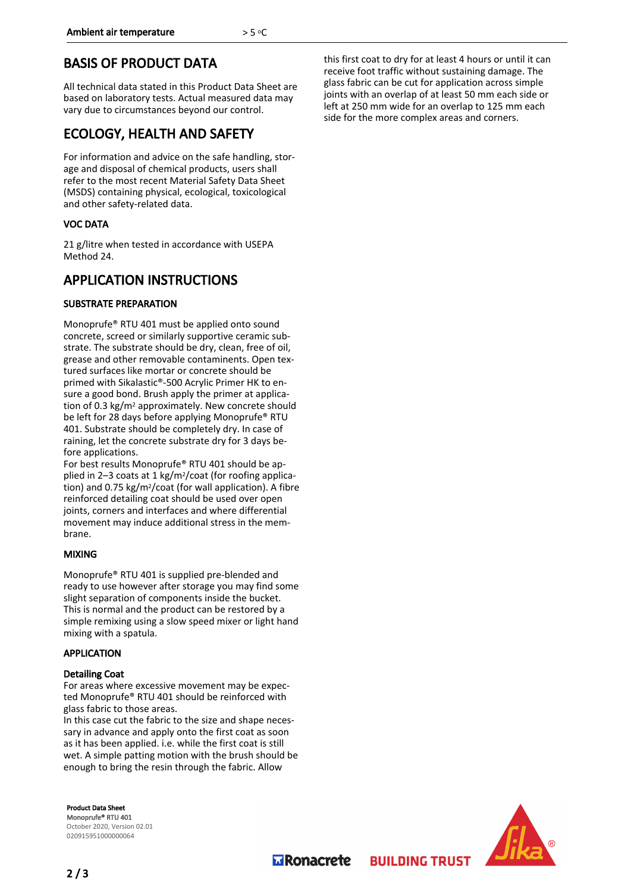| Ambient air temperature | > 5 °C |
| --- | --- |

# BASIS OF PRODUCT DATA

All technical data stated in this Product Data Sheet are based on laboratory tests. Actual measured data may vary due to circumstances beyond our control.

# ECOLOGY, HEALTH AND SAFETY

For information and advice on the safe handling, storage and disposal of chemical products, users shall refer to the most recent Material Safety Data Sheet (MSDS) containing physical, ecological, toxicological and other safety-related data.

### VOC DATA

21 g/litre when tested in accordance with USEPA Method 24.

# APPLICATION INSTRUCTIONS

### SUBSTRATE PREPARATION

Monoprufe® RTU 401 must be applied onto sound concrete, screed or similarly supportive ceramic substrate. The substrate should be dry, clean, free of oil, grease and other removable contaminants. Open textured surfaces like mortar or concrete should be primed with Sikalastic®-500 Acrylic Primer HK to ensure a good bond. Brush apply the primer at application of 0.3 kg/m² approximately. New concrete should be left for 28 days before applying Monoprufe® RTU 401. Substrate should be completely dry. In case of raining, let the concrete substrate dry for 3 days before applications.
For best results Monoprufe® RTU 401 should be applied in 2–3 coats at 1 kg/m²/coat (for roofing application) and 0.75 kg/m²/coat (for wall application). A fibre reinforced detailing coat should be used over open joints, corners and interfaces and where differential movement may induce additional stress in the membrane.

### MIXING

Monoprufe® RTU 401 is supplied pre-blended and ready to use however after storage you may find some slight separation of components inside the bucket. This is normal and the product can be restored by a simple remixing using a slow speed mixer or light hand mixing with a spatula.

### APPLICATION

**Detailing Coat**
For areas where excessive movement may be expected Monoprufe® RTU 401 should be reinforced with glass fabric to those areas.
In this case cut the fabric to the size and shape necessary in advance and apply onto the first coat as soon as it has been applied. i.e. while the first coat is still wet. A simple patting motion with the brush should be enough to bring the resin through the fabric. Allow this first coat to dry for at least 4 hours or until it can receive foot traffic without sustaining damage. The glass fabric can be cut for application across simple joints with an overlap of at least 50 mm each side or left at 250 mm wide for an overlap to 125 mm each side for the more complex areas and corners.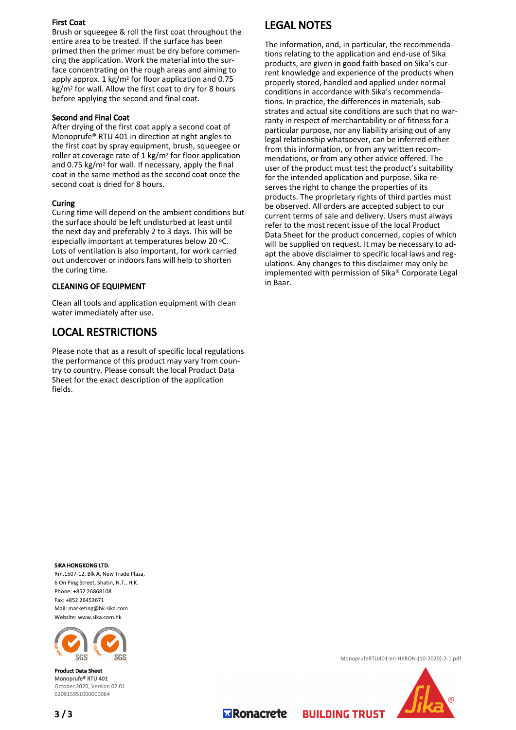### First Coat

Brush or squeegee & roll the first coat throughout the entire area to be treated. If the surface has been primed then the primer must be dry before commencing the application. Work the material into the surface concentrating on the rough areas and aiming to apply approx. 1 kg/m² for floor application and 0.75 kg/m² for wall. Allow the first coat to dry for 8 hours before applying the second and final coat.

### Second and Final Coat

After drying of the first coat apply a second coat of Monoprufe® RTU 401 in direction at right angles to the first coat by spray equipment, brush, squeegee or roller at coverage rate of 1 kg/m² for floor application and 0.75 kg/m² for wall. If necessary, apply the final coat in the same method as the second coat once the second coat is dried for 8 hours.

### Curing

Curing time will depend on the ambient conditions but the surface should be left undisturbed at least until the next day and preferably 2 to 3 days. This will be especially important at temperatures below 20 °C. Lots of ventilation is also important, for work carried out undercover or indoors fans will help to shorten the curing time.

### CLEANING OF EQUIPMENT

Clean all tools and application equipment with clean water immediately after use.

## LOCAL RESTRICTIONS

Please note that as a result of specific local regulations the performance of this product may vary from country to country. Please consult the local Product Data Sheet for the exact description of the application fields.

## LEGAL NOTES

The information, and, in particular, the recommendations relating to the application and end-use of Sika products, are given in good faith based on Sika's current knowledge and experience of the products when properly stored, handled and applied under normal conditions in accordance with Sika's recommendations. In practice, the differences in materials, substrates and actual site conditions are such that no warranty in respect of merchantability or of fitness for a particular purpose, nor any liability arising out of any legal relationship whatsoever, can be inferred either from this information, or from any written recommendations, or from any other advice offered. The user of the product must test the product's suitability for the intended application and purpose. Sika reserves the right to change the properties of its products. The proprietary rights of third parties must be observed. All orders are accepted subject to our current terms of sale and delivery. Users must always refer to the most recent issue of the local Product Data Sheet for the product concerned, copies of which will be supplied on request. It may be necessary to adapt the above disclaimer to specific local laws and regulations. Any changes to this disclaimer may only be implemented with permission of Sika® Corporate Legal in Baar.

**SIKA HONGKONG LTD.**
Rm.1507-12, Blk A, New Trade Plaza,
6 On Ping Street, Shatin, N.T., H.K.
Phone: +852 26868108
Fax: +852 26453671
Mail: marketing@hk.sika.com
Website: www.sika.com.hk

**Product Data Sheet**
**Monoprufe® RTU 401**
October 2020, Version 02.01
020915951000000064

MonoprufeRTU401-en-HKRON-(10-2020)-2-1.pdf